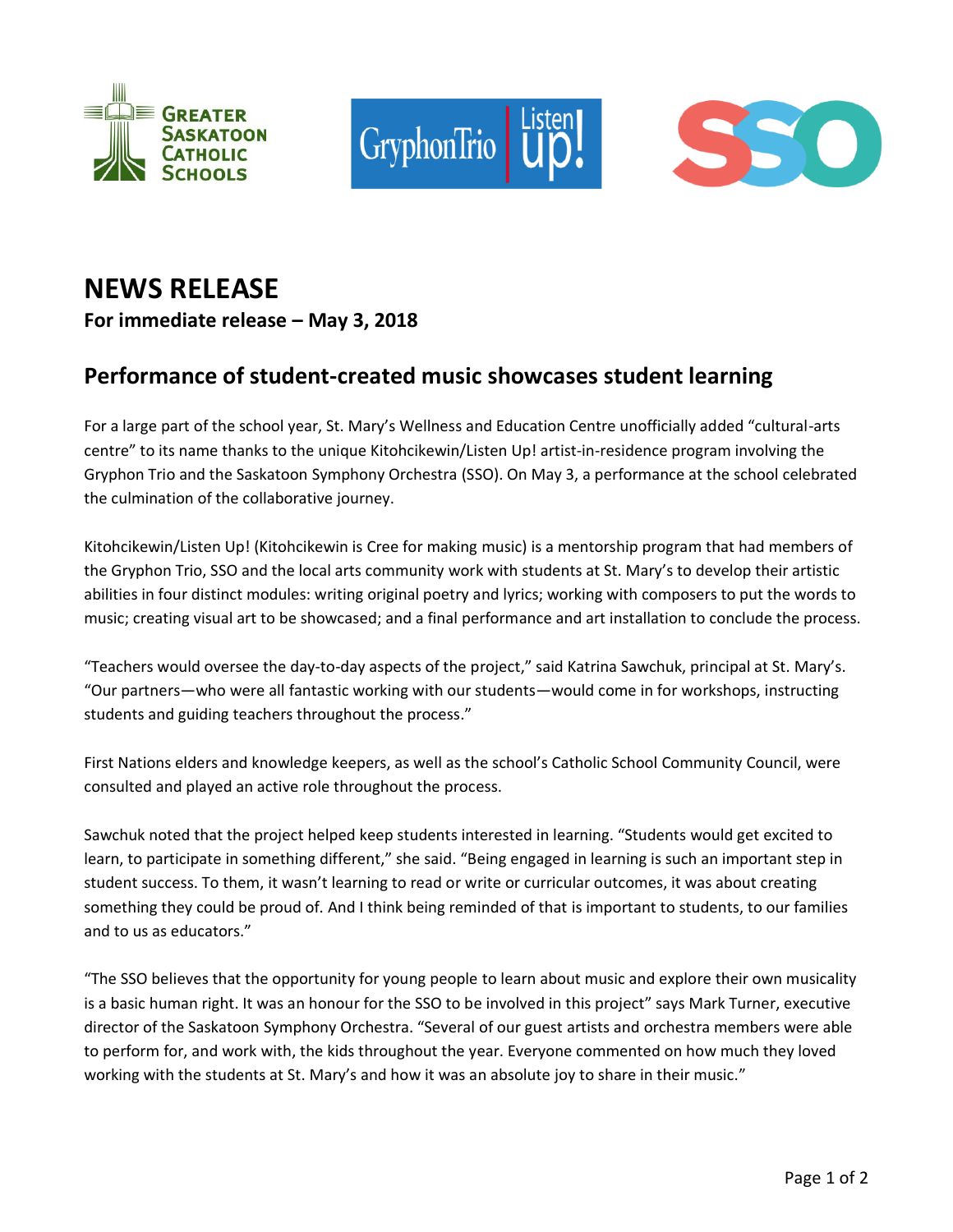# NEWS RELEASE

**For immediate release – May 3, 2018**

## Performance of student-created music showcases student learning

For a large part of the school year, St. Mary's Wellness and Education Centre unofficially added "cultural-arts centre" to its name thanks to the unique Kitohcikewin/Listen Up! artist-in-residence program involving the Gryphon Trio and the Saskatoon Symphony Orchestra (SSO). On May 3, a performance at the school celebrated the culmination of the collaborative journey.

Kitohcikewin/Listen Up! (Kitohcikewin is Cree for making music) is a mentorship program that had members of the Gryphon Trio, SSO and the local arts community work with students at St. Mary's to develop their artistic abilities in four distinct modules: writing original poetry and lyrics; working with composers to put the words to music; creating visual art to be showcased; and a final performance and art installation to conclude the process.

"Teachers would oversee the day-to-day aspects of the project," said Katrina Sawchuk, principal at St. Mary's. "Our partners—who were all fantastic working with our students—would come in for workshops, instructing students and guiding teachers throughout the process."

First Nations elders and knowledge keepers, as well as the school's Catholic School Community Council, were consulted and played an active role throughout the process.

Sawchuk noted that the project helped keep students interested in learning. "Students would get excited to learn, to participate in something different," she said. "Being engaged in learning is such an important step in student success. To them, it wasn't learning to read or write or curricular outcomes, it was about creating something they could be proud of. And I think being reminded of that is important to students, to our families and to us as educators."

"The SSO believes that the opportunity for young people to learn about music and explore their own musicality is a basic human right. It was an honour for the SSO to be involved in this project" says Mark Turner, executive director of the Saskatoon Symphony Orchestra. "Several of our guest artists and orchestra members were able to perform for, and work with, the kids throughout the year. Everyone commented on how much they loved working with the students at St. Mary's and how it was an absolute joy to share in their music."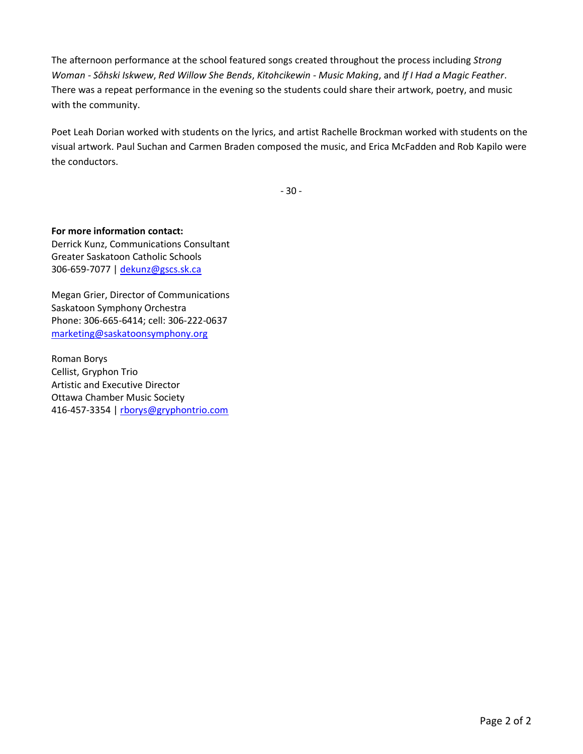The afternoon performance at the school featured songs created throughout the process including *Strong Woman - Sōhski Iskwew*, *Red Willow She Bends*, *Kitohcikewin - Music Making*, and *If I Had a Magic Feather*. There was a repeat performance in the evening so the students could share their artwork, poetry, and music with the community.

Poet Leah Dorian worked with students on the lyrics, and artist Rachelle Brockman worked with students on the visual artwork. Paul Suchan and Carmen Braden composed the music, and Erica McFadden and Rob Kapilo were the conductors.

- 30 -

**For more information contact:**
Derrick Kunz, Communications Consultant
Greater Saskatoon Catholic Schools
306-659-7077 | dekunz@gscs.sk.ca

Megan Grier, Director of Communications
Saskatoon Symphony Orchestra
Phone: 306-665-6414; cell: 306-222-0637
marketing@saskatoonsymphony.org

Roman Borys
Cellist, Gryphon Trio
Artistic and Executive Director
Ottawa Chamber Music Society
416-457-3354 | rborys@gryphontrio.com